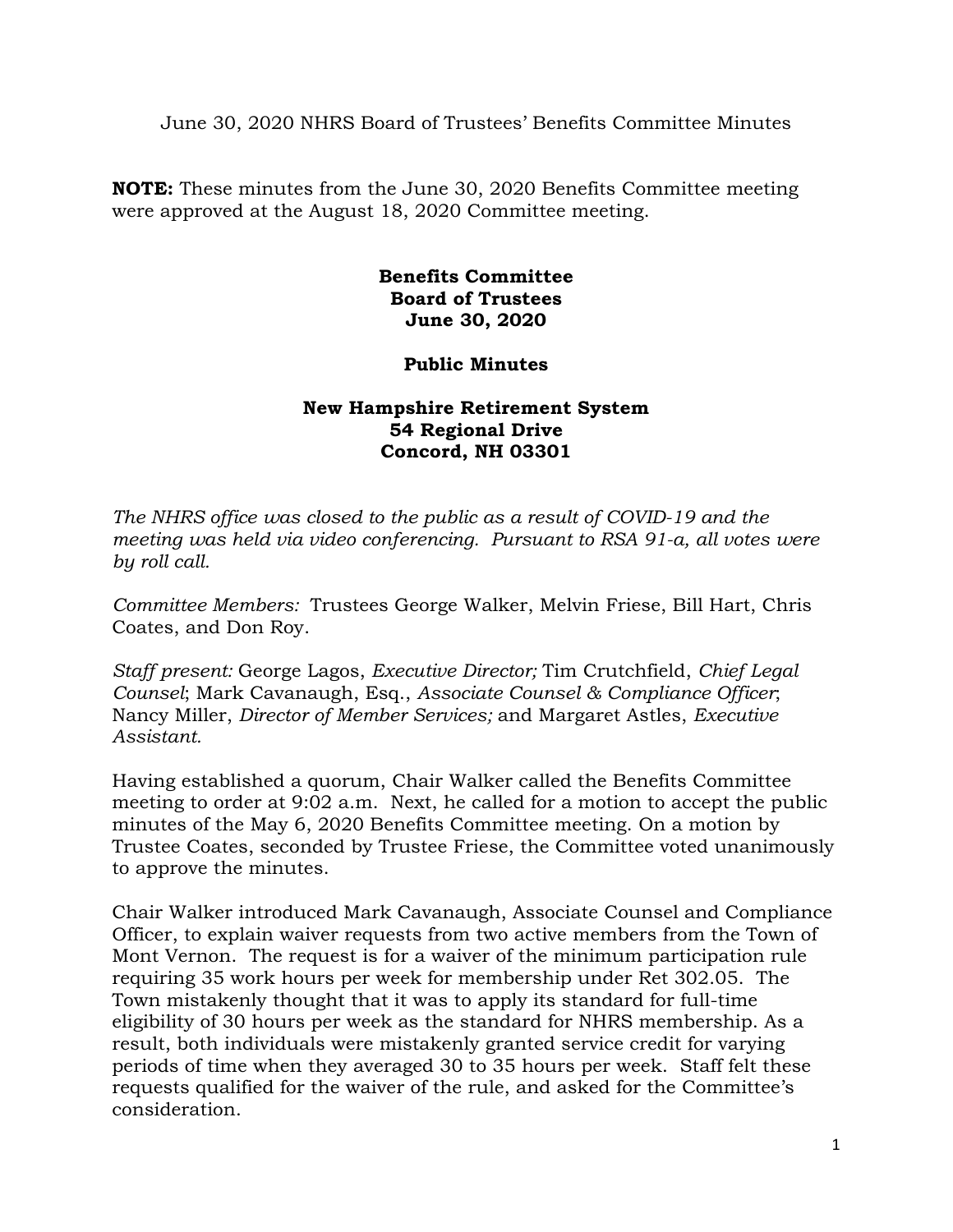June 30, 2020 NHRS Board of Trustees' Benefits Committee Minutes

**NOTE:** These minutes from the June 30, 2020 Benefits Committee meeting were approved at the August 18, 2020 Committee meeting.

**Benefits Committee**
**Board of Trustees**
**June 30, 2020**

**Public Minutes**

**New Hampshire Retirement System**
**54 Regional Drive**
**Concord, NH 03301**

*The NHRS office was closed to the public as a result of COVID-19 and the meeting was held via video conferencing. Pursuant to RSA 91-a, all votes were by roll call.*

*Committee Members:* Trustees George Walker, Melvin Friese, Bill Hart, Chris Coates, and Don Roy.

*Staff present:* George Lagos, *Executive Director;* Tim Crutchfield, *Chief Legal Counsel*; Mark Cavanaugh, Esq., *Associate Counsel & Compliance Officer*; Nancy Miller, *Director of Member Services;* and Margaret Astles, *Executive Assistant.*

Having established a quorum, Chair Walker called the Benefits Committee meeting to order at 9:02 a.m. Next, he called for a motion to accept the public minutes of the May 6, 2020 Benefits Committee meeting. On a motion by Trustee Coates, seconded by Trustee Friese, the Committee voted unanimously to approve the minutes.

Chair Walker introduced Mark Cavanaugh, Associate Counsel and Compliance Officer, to explain waiver requests from two active members from the Town of Mont Vernon. The request is for a waiver of the minimum participation rule requiring 35 work hours per week for membership under Ret 302.05. The Town mistakenly thought that it was to apply its standard for full-time eligibility of 30 hours per week as the standard for NHRS membership. As a result, both individuals were mistakenly granted service credit for varying periods of time when they averaged 30 to 35 hours per week. Staff felt these requests qualified for the waiver of the rule, and asked for the Committee's consideration.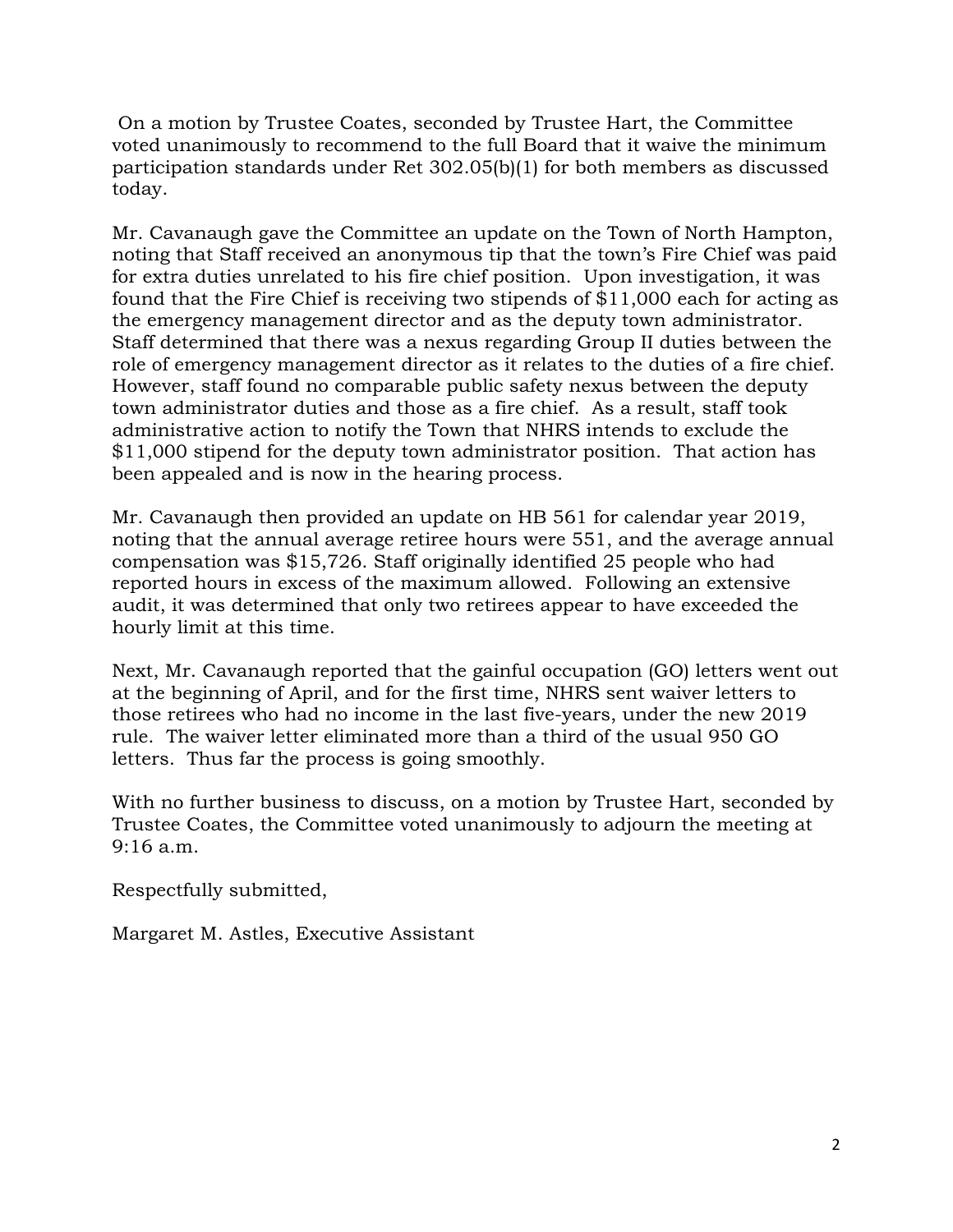On a motion by Trustee Coates, seconded by Trustee Hart, the Committee voted unanimously to recommend to the full Board that it waive the minimum participation standards under Ret 302.05(b)(1) for both members as discussed today.

Mr. Cavanaugh gave the Committee an update on the Town of North Hampton, noting that Staff received an anonymous tip that the town's Fire Chief was paid for extra duties unrelated to his fire chief position. Upon investigation, it was found that the Fire Chief is receiving two stipends of $11,000 each for acting as the emergency management director and as the deputy town administrator. Staff determined that there was a nexus regarding Group II duties between the role of emergency management director as it relates to the duties of a fire chief. However, staff found no comparable public safety nexus between the deputy town administrator duties and those as a fire chief. As a result, staff took administrative action to notify the Town that NHRS intends to exclude the $11,000 stipend for the deputy town administrator position. That action has been appealed and is now in the hearing process.

Mr. Cavanaugh then provided an update on HB 561 for calendar year 2019, noting that the annual average retiree hours were 551, and the average annual compensation was $15,726. Staff originally identified 25 people who had reported hours in excess of the maximum allowed. Following an extensive audit, it was determined that only two retirees appear to have exceeded the hourly limit at this time.

Next, Mr. Cavanaugh reported that the gainful occupation (GO) letters went out at the beginning of April, and for the first time, NHRS sent waiver letters to those retirees who had no income in the last five-years, under the new 2019 rule. The waiver letter eliminated more than a third of the usual 950 GO letters. Thus far the process is going smoothly.

With no further business to discuss, on a motion by Trustee Hart, seconded by Trustee Coates, the Committee voted unanimously to adjourn the meeting at 9:16 a.m.

Respectfully submitted,

Margaret M. Astles, Executive Assistant